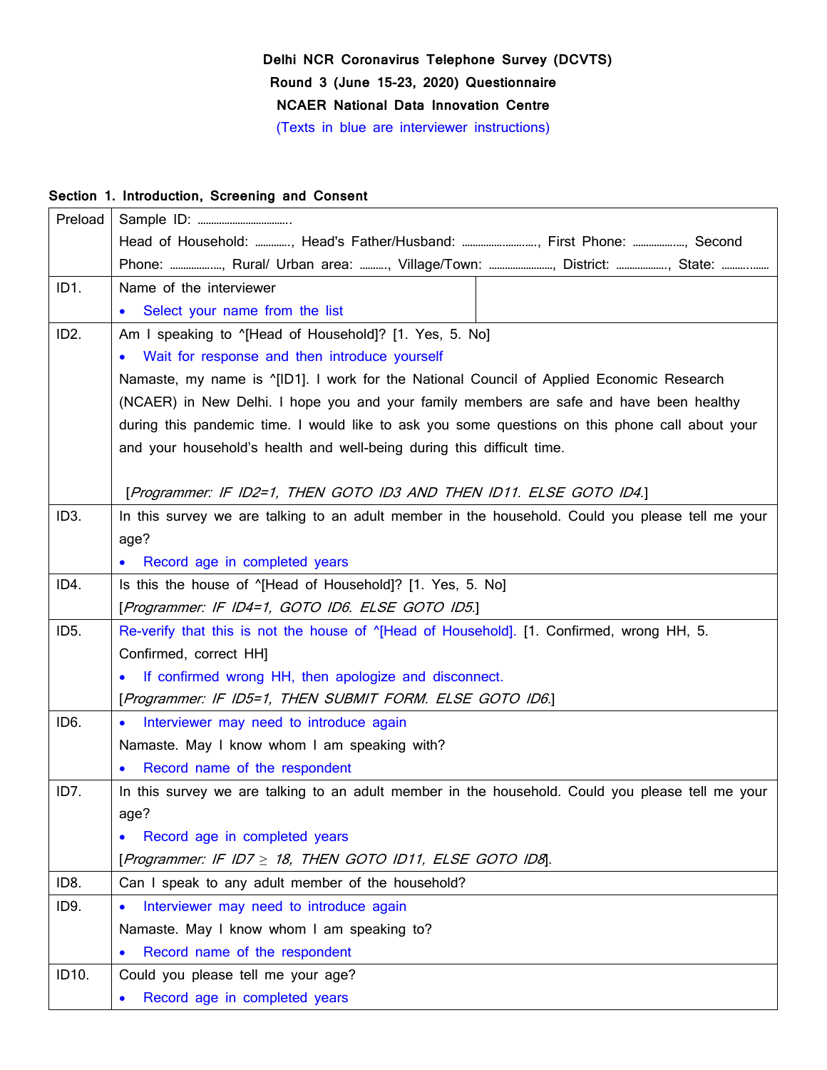**Delhi NCR Coronavirus Telephone Survey (DCVTS)**
**Round 3 (June 15-23, 2020) Questionnaire**
**NCAER National Data Innovation Centre**
(Texts in blue are interviewer instructions)

## Section 1. Introduction, Screening and Consent

| | |
|---|---|
| Preload | Sample ID: ……………………………. <br> Head of Household: …………, Head's Father/Husband: ………………………, First Phone: ………………, Second Phone: ………………, Rural/ Urban area: ………, Village/Town: ……………………, District: ………………., State: ……….…… |
| ID1. | Name of the interviewer <br> • Select your name from the list |
| ID2. | Am I speaking to ^[Head of Household]? [1. Yes, 5. No] <br> • Wait for response and then introduce yourself <br> Namaste, my name is ^[ID1]. I work for the National Council of Applied Economic Research (NCAER) in New Delhi. I hope you and your family members are safe and have been healthy during this pandemic time. I would like to ask you some questions on this phone call about your and your household's health and well-being during this difficult time. <br><br> [*Programmer: IF ID2=1, THEN GOTO ID3 AND THEN ID11. ELSE GOTO ID4.*] |
| ID3. | In this survey we are talking to an adult member in the household. Could you please tell me your age? <br> • Record age in completed years |
| ID4. | Is this the house of ^[Head of Household]? [1. Yes, 5. No] <br> [*Programmer: IF ID4=1, GOTO ID6. ELSE GOTO ID5.*] |
| ID5. | Re-verify that this is not the house of ^[Head of Household]. [1. Confirmed, wrong HH, 5. Confirmed, correct HH] <br> • If confirmed wrong HH, then apologize and disconnect. <br> [*Programmer: IF ID5=1, THEN SUBMIT FORM. ELSE GOTO ID6.*] |
| ID6. | • Interviewer may need to introduce again <br> Namaste. May I know whom I am speaking with? <br> • Record name of the respondent |
| ID7. | In this survey we are talking to an adult member in the household. Could you please tell me your age? <br> • Record age in completed years <br> [*Programmer: IF ID7 $\geq$ 18, THEN GOTO ID11, ELSE GOTO ID8*]. |
| ID8. | Can I speak to any adult member of the household? |
| ID9. | • Interviewer may need to introduce again <br> Namaste. May I know whom I am speaking to? <br> • Record name of the respondent |
| ID10. | Could you please tell me your age? <br> • Record age in completed years |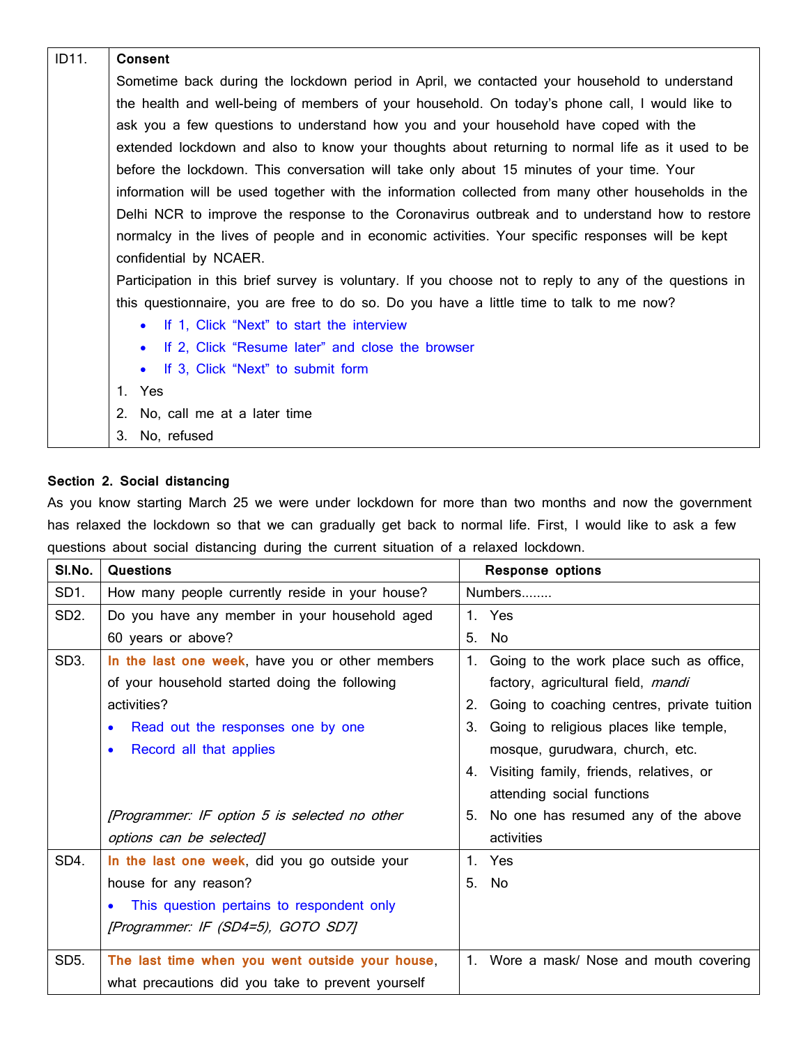| ID11. | **Consent**<br>Sometime back during the lockdown period in April, we contacted your household to understand the health and well-being of members of your household. On today's phone call, I would like to ask you a few questions to understand how you and your household have coped with the extended lockdown and also to know your thoughts about returning to normal life as it used to be before the lockdown. This conversation will take only about 15 minutes of your time. Your information will be used together with the information collected from many other households in the Delhi NCR to improve the response to the Coronavirus outbreak and to understand how to restore normalcy in the lives of people and in economic activities. Your specific responses will be kept confidential by NCAER.<br>Participation in this brief survey is voluntary. If you choose not to reply to any of the questions in this questionnaire, you are free to do so. Do you have a little time to talk to me now?<br>• If 1, Click "Next" to start the interview<br>• If 2, Click "Resume later" and close the browser<br>• If 3, Click "Next" to submit form<br>1. Yes<br>2. No, call me at a later time<br>3. No, refused |
|---|---|

**Section 2. Social distancing**

As you know starting March 25 we were under lockdown for more than two months and now the government has relaxed the lockdown so that we can gradually get back to normal life. First, I would like to ask a few questions about social distancing during the current situation of a relaxed lockdown.

| Sl.No. | Questions | Response options |
|---|---|---|
| SD1. | How many people currently reside in your house? | Numbers........ |
| SD2. | Do you have any member in your household aged 60 years or above? | 1. Yes<br>5. No |
| SD3. | **In the last one week**, have you or other members of your household started doing the following activities?<br>• Read out the responses one by one<br>• Record all that applies<br><br>*[Programmer: IF option 5 is selected no other options can be selected]* | 1. Going to the work place such as office, factory, agricultural field, *mandi*<br>2. Going to coaching centres, private tuition<br>3. Going to religious places like temple, mosque, gurudwara, church, etc.<br>4. Visiting family, friends, relatives, or attending social functions<br>5. No one has resumed any of the above activities |
| SD4. | **In the last one week**, did you go outside your house for any reason?<br>• This question pertains to respondent only<br>*[Programmer: IF (SD4=5), GOTO SD7]* | 1. Yes<br>5. No |
| SD5. | **The last time when you went outside your house**, what precautions did you take to prevent yourself | 1. Wore a mask/ Nose and mouth covering |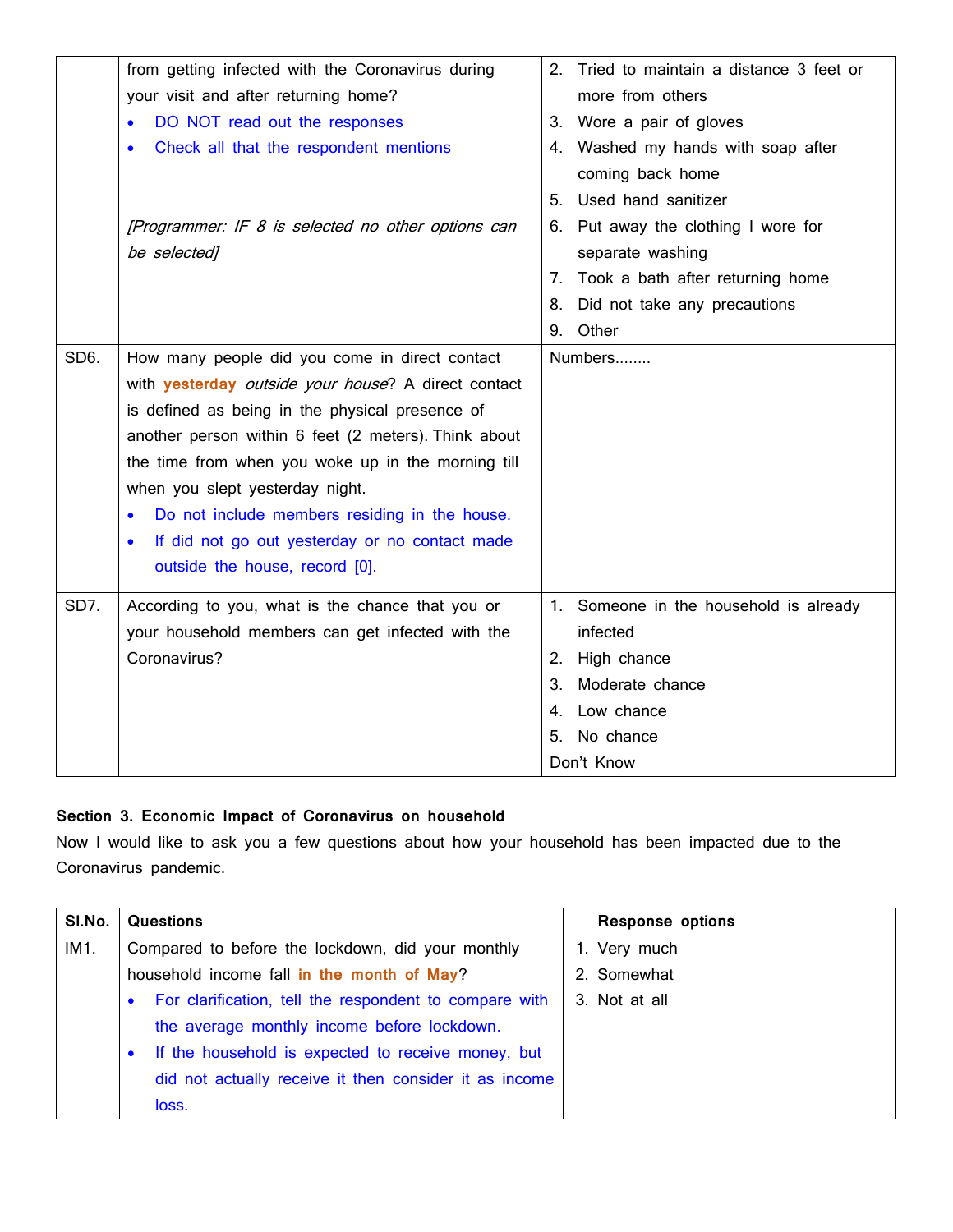| | | |
|---|---|---|
| | from getting infected with the Coronavirus during your visit and after returning home?<br>• DO NOT read out the responses<br>• Check all that the respondent mentions<br><br>*[Programmer: IF 8 is selected no other options can be selected]* | 2. Tried to maintain a distance 3 feet or more from others<br>3. Wore a pair of gloves<br>4. Washed my hands with soap after coming back home<br>5. Used hand sanitizer<br>6. Put away the clothing I wore for separate washing<br>7. Took a bath after returning home<br>8. Did not take any precautions<br>9. Other |
| SD6. | How many people did you come in direct contact with **yesterday** *outside your house*? A direct contact is defined as being in the physical presence of another person within 6 feet (2 meters). Think about the time from when you woke up in the morning till when you slept yesterday night.<br>• Do not include members residing in the house.<br>• If did not go out yesterday or no contact made outside the house, record [0]. | Numbers........ |
| SD7. | According to you, what is the chance that you or your household members can get infected with the Coronavirus? | 1. Someone in the household is already infected<br>2. High chance<br>3. Moderate chance<br>4. Low chance<br>5. No chance<br>Don't Know |

**Section 3. Economic Impact of Coronavirus on household**

Now I would like to ask you a few questions about how your household has been impacted due to the Coronavirus pandemic.

| Sl.No. | Questions | Response options |
|---|---|---|
| IM1. | Compared to before the lockdown, did your monthly household income fall **in the month of May**?<br>• For clarification, tell the respondent to compare with the average monthly income before lockdown.<br>• If the household is expected to receive money, but did not actually receive it then consider it as income loss. | 1. Very much<br>2. Somewhat<br>3. Not at all |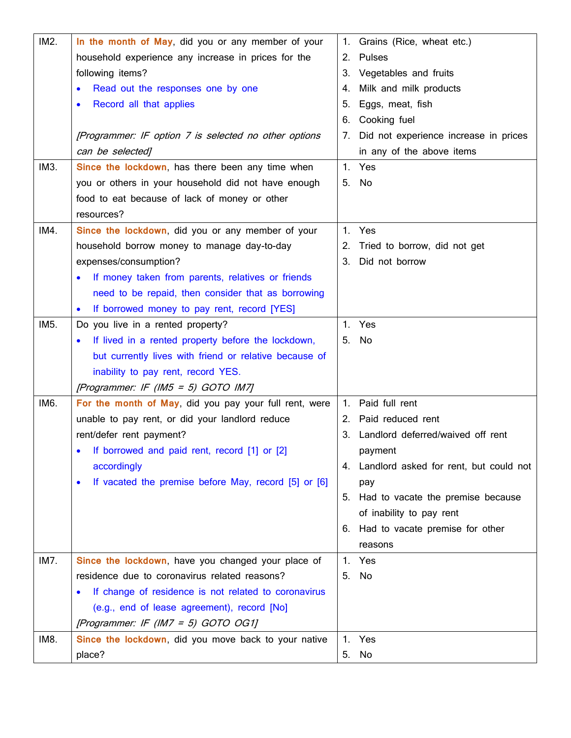| | | |
|---|---|---|
| IM2. | **In the month of May**, did you or any member of your household experience any increase in prices for the following items?<br>• Read out the responses one by one<br>• Record all that applies<br><br>*[Programmer: IF option 7 is selected no other options can be selected]* | 1. Grains (Rice, wheat etc.)<br>2. Pulses<br>3. Vegetables and fruits<br>4. Milk and milk products<br>5. Eggs, meat, fish<br>6. Cooking fuel<br>7. Did not experience increase in prices in any of the above items |
| IM3. | **Since the lockdown**, has there been any time when you or others in your household did not have enough food to eat because of lack of money or other resources? | 1. Yes<br>5. No |
| IM4. | **Since the lockdown**, did you or any member of your household borrow money to manage day-to-day expenses/consumption?<br>• If money taken from parents, relatives or friends need to be repaid, then consider that as borrowing<br>• If borrowed money to pay rent, record [YES] | 1. Yes<br>2. Tried to borrow, did not get<br>3. Did not borrow |
| IM5. | Do you live in a rented property?<br>• If lived in a rented property before the lockdown, but currently lives with friend or relative because of inability to pay rent, record YES.<br>*[Programmer: IF (IM5 = 5) GOTO IM7]* | 1. Yes<br>5. No |
| IM6. | **For the month of May**, did you pay your full rent, were unable to pay rent, or did your landlord reduce rent/defer rent payment?<br>• If borrowed and paid rent, record [1] or [2] accordingly<br>• If vacated the premise before May, record [5] or [6] | 1. Paid full rent<br>2. Paid reduced rent<br>3. Landlord deferred/waived off rent payment<br>4. Landlord asked for rent, but could not pay<br>5. Had to vacate the premise because of inability to pay rent<br>6. Had to vacate premise for other reasons |
| IM7. | **Since the lockdown**, have you changed your place of residence due to coronavirus related reasons?<br>• If change of residence is not related to coronavirus (e.g., end of lease agreement), record [No]<br>*[Programmer: IF (IM7 = 5) GOTO OG1]* | 1. Yes<br>5. No |
| IM8. | **Since the lockdown**, did you move back to your native place? | 1. Yes<br>5. No |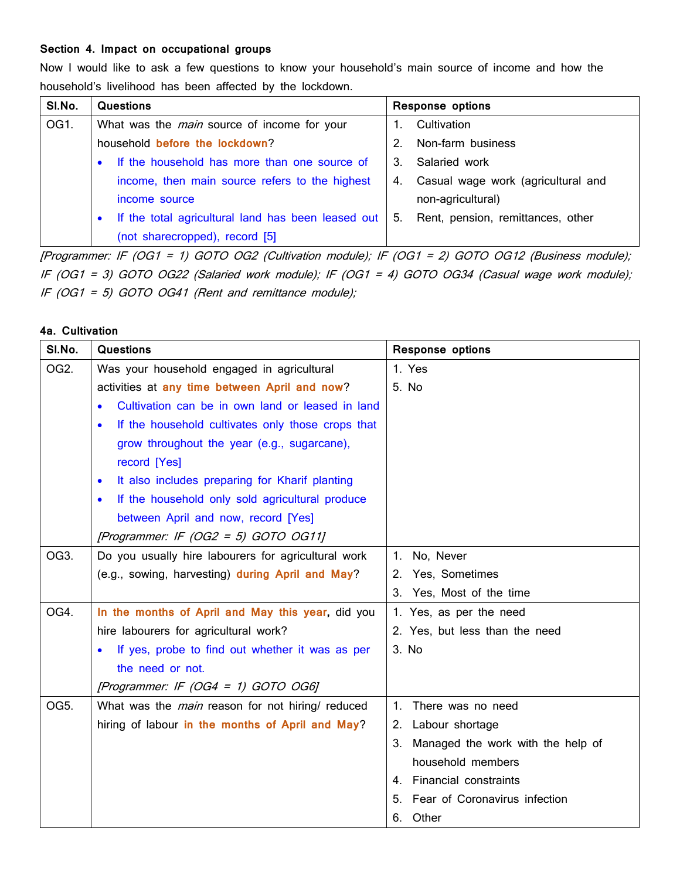**Section 4. Impact on occupational groups**

Now I would like to ask a few questions to know your household's main source of income and how the household's livelihood has been affected by the lockdown.

| Sl.No. | Questions | Response options |
|---|---|---|
| OG1. | What was the *main* source of income for your household **before the lockdown**?<br>• If the household has more than one source of income, then main source refers to the highest income source<br>• If the total agricultural land has been leased out (not sharecropped), record [5] | 1. Cultivation<br>2. Non-farm business<br>3. Salaried work<br>4. Casual wage work (agricultural and non-agricultural)<br>5. Rent, pension, remittances, other |

*[Programmer: IF (OG1 = 1) GOTO OG2 (Cultivation module); IF (OG1 = 2) GOTO OG12 (Business module); IF (OG1 = 3) GOTO OG22 (Salaried work module); IF (OG1 = 4) GOTO OG34 (Casual wage work module); IF (OG1 = 5) GOTO OG41 (Rent and remittance module);*

**4a. Cultivation**

| Sl.No. | Questions | Response options |
|---|---|---|
| OG2. | Was your household engaged in agricultural activities at **any time between April and now**?<br>• Cultivation can be in own land or leased in land<br>• If the household cultivates only those crops that grow throughout the year (e.g., sugarcane), record [Yes]<br>• It also includes preparing for Kharif planting<br>• If the household only sold agricultural produce between April and now, record [Yes]<br>*[Programmer: IF (OG2 = 5) GOTO OG11]* | 1. Yes<br>5. No |
| OG3. | Do you usually hire labourers for agricultural work (e.g., sowing, harvesting) **during April and May**? | 1. No, Never<br>2. Yes, Sometimes<br>3. Yes, Most of the time |
| OG4. | **In the months of April and May this year,** did you hire labourers for agricultural work?<br>• If yes, probe to find out whether it was as per the need or not.<br>*[Programmer: IF (OG4 = 1) GOTO OG6]* | 1. Yes, as per the need<br>2. Yes, but less than the need<br>3. No |
| OG5. | What was the *main* reason for not hiring/ reduced hiring of labour **in the months of April and May**? | 1. There was no need<br>2. Labour shortage<br>3. Managed the work with the help of household members<br>4. Financial constraints<br>5. Fear of Coronavirus infection<br>6. Other |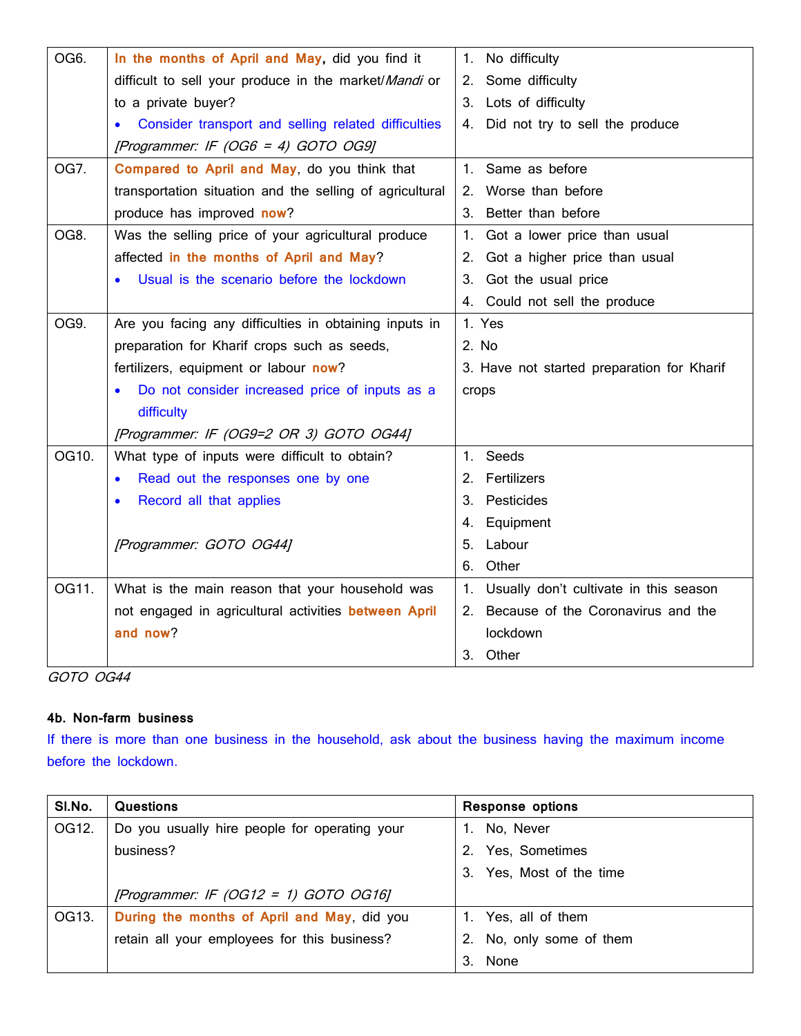| | | |
|---|---|---|
| OG6. | **In the months of April and May**, did you find it difficult to sell your produce in the market/*Mandi* or to a private buyer?<br>• Consider transport and selling related difficulties<br>*[Programmer: IF (OG6 = 4) GOTO OG9]* | 1. No difficulty<br>2. Some difficulty<br>3. Lots of difficulty<br>4. Did not try to sell the produce |
| OG7. | **Compared to April and May**, do you think that transportation situation and the selling of agricultural produce has improved **now**? | 1. Same as before<br>2. Worse than before<br>3. Better than before |
| OG8. | Was the selling price of your agricultural produce affected **in the months of April and May**?<br>• Usual is the scenario before the lockdown | 1. Got a lower price than usual<br>2. Got a higher price than usual<br>3. Got the usual price<br>4. Could not sell the produce |
| OG9. | Are you facing any difficulties in obtaining inputs in preparation for Kharif crops such as seeds, fertilizers, equipment or labour **now**?<br>• Do not consider increased price of inputs as a difficulty<br>*[Programmer: IF (OG9=2 OR 3) GOTO OG44]* | 1. Yes<br>2. No<br>3. Have not started preparation for Kharif crops |
| OG10. | What type of inputs were difficult to obtain?<br>• Read out the responses one by one<br>• Record all that applies<br><br>*[Programmer: GOTO OG44]* | 1. Seeds<br>2. Fertilizers<br>3. Pesticides<br>4. Equipment<br>5. Labour<br>6. Other |
| OG11. | What is the main reason that your household was not engaged in agricultural activities **between April and now**? | 1. Usually don't cultivate in this season<br>2. Because of the Coronavirus and the lockdown<br>3. Other |

*GOTO OG44*

**4b. Non-farm business**

If there is more than one business in the household, ask about the business having the maximum income before the lockdown.

| Sl.No. | Questions | Response options |
|---|---|---|
| OG12. | Do you usually hire people for operating your business?<br><br>*[Programmer: IF (OG12 = 1) GOTO OG16]* | 1. No, Never<br>2. Yes, Sometimes<br>3. Yes, Most of the time |
| OG13. | **During the months of April and May**, did you retain all your employees for this business? | 1. Yes, all of them<br>2. No, only some of them<br>3. None |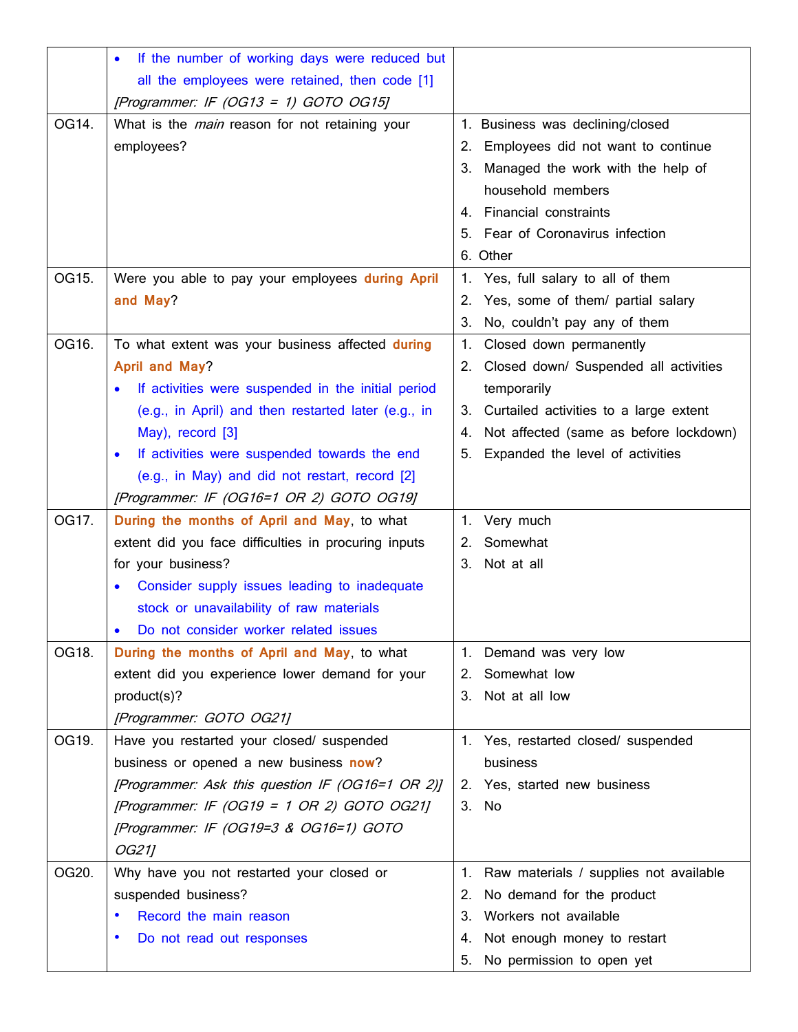| | | |
|---|---|---|
| | • If the number of working days were reduced but all the employees were retained, then code [1]<br>*[Programmer: IF (OG13 = 1) GOTO OG15]* | |
| OG14. | What is the *main* reason for not retaining your employees? | 1. Business was declining/closed<br>2. Employees did not want to continue<br>3. Managed the work with the help of household members<br>4. Financial constraints<br>5. Fear of Coronavirus infection<br>6. Other |
| OG15. | Were you able to pay your employees **during April and May**? | 1. Yes, full salary to all of them<br>2. Yes, some of them/ partial salary<br>3. No, couldn't pay any of them |
| OG16. | To what extent was your business affected **during April and May**?<br>• If activities were suspended in the initial period (e.g., in April) and then restarted later (e.g., in May), record [3]<br>• If activities were suspended towards the end (e.g., in May) and did not restart, record [2]<br>*[Programmer: IF (OG16=1 OR 2) GOTO OG19]* | 1. Closed down permanently<br>2. Closed down/ Suspended all activities temporarily<br>3. Curtailed activities to a large extent<br>4. Not affected (same as before lockdown)<br>5. Expanded the level of activities |
| OG17. | **During the months of April and May**, to what extent did you face difficulties in procuring inputs for your business?<br>• Consider supply issues leading to inadequate stock or unavailability of raw materials<br>• Do not consider worker related issues | 1. Very much<br>2. Somewhat<br>3. Not at all |
| OG18. | **During the months of April and May**, to what extent did you experience lower demand for your product(s)?<br>*[Programmer: GOTO OG21]* | 1. Demand was very low<br>2. Somewhat low<br>3. Not at all low |
| OG19. | Have you restarted your closed/ suspended business or opened a new business **now**?<br>*[Programmer: Ask this question IF (OG16=1 OR 2)]*<br>*[Programmer: IF (OG19 = 1 OR 2) GOTO OG21]*<br>*[Programmer: IF (OG19=3 & OG16=1) GOTO OG21]* | 1. Yes, restarted closed/ suspended business<br>2. Yes, started new business<br>3. No |
| OG20. | Why have you not restarted your closed or suspended business?<br>• Record the main reason<br>• Do not read out responses | 1. Raw materials / supplies not available<br>2. No demand for the product<br>3. Workers not available<br>4. Not enough money to restart<br>5. No permission to open yet |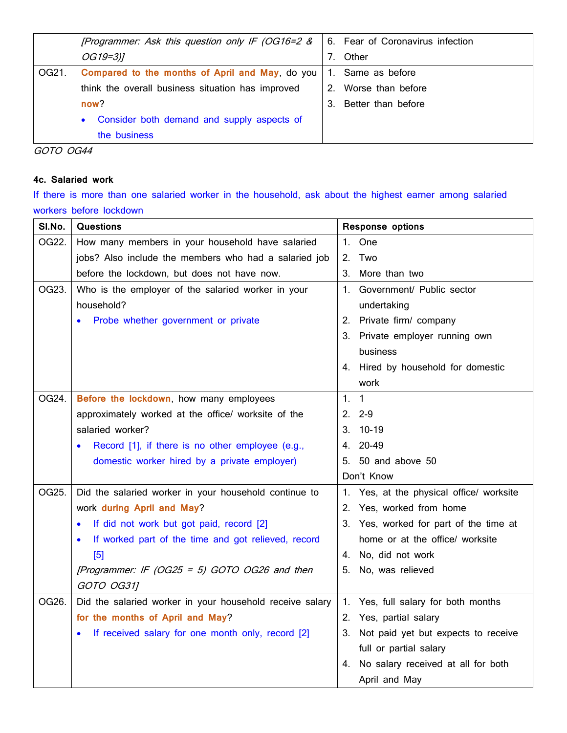| | | |
|---|---|---|
| | *[Programmer: Ask this question only IF (OG16=2 & OG19=3)]* | 6. Fear of Coronavirus infection<br>7. Other |
| OG21. | **Compared to the months of April and May**, do you think the overall business situation has improved **now**?<br>• Consider both demand and supply aspects of the business | 1. Same as before<br>2. Worse than before<br>3. Better than before |

*GOTO OG44*

**4c. Salaried work**

If there is more than one salaried worker in the household, ask about the highest earner among salaried workers before lockdown

| Sl.No. | Questions | Response options |
|---|---|---|
| OG22. | How many members in your household have salaried jobs? Also include the members who had a salaried job before the lockdown, but does not have now. | 1. One<br>2. Two<br>3. More than two |
| OG23. | Who is the employer of the salaried worker in your household?<br>• Probe whether government or private | 1. Government/ Public sector undertaking<br>2. Private firm/ company<br>3. Private employer running own business<br>4. Hired by household for domestic work |
| OG24. | **Before the lockdown**, how many employees approximately worked at the office/ worksite of the salaried worker?<br>• Record [1], if there is no other employee (e.g., domestic worker hired by a private employer) | 1. 1<br>2. 2-9<br>3. 10-19<br>4. 20-49<br>5. 50 and above 50<br>Don't Know |
| OG25. | Did the salaried worker in your household continue to work **during April and May**?<br>• If did not work but got paid, record [2]<br>• If worked part of the time and got relieved, record [5]<br>*[Programmer: IF (OG25 = 5) GOTO OG26 and then GOTO OG31]* | 1. Yes, at the physical office/ worksite<br>2. Yes, worked from home<br>3. Yes, worked for part of the time at home or at the office/ worksite<br>4. No, did not work<br>5. No, was relieved |
| OG26. | Did the salaried worker in your household receive salary **for the months of April and May**?<br>• If received salary for one month only, record [2] | 1. Yes, full salary for both months<br>2. Yes, partial salary<br>3. Not paid yet but expects to receive full or partial salary<br>4. No salary received at all for both April and May |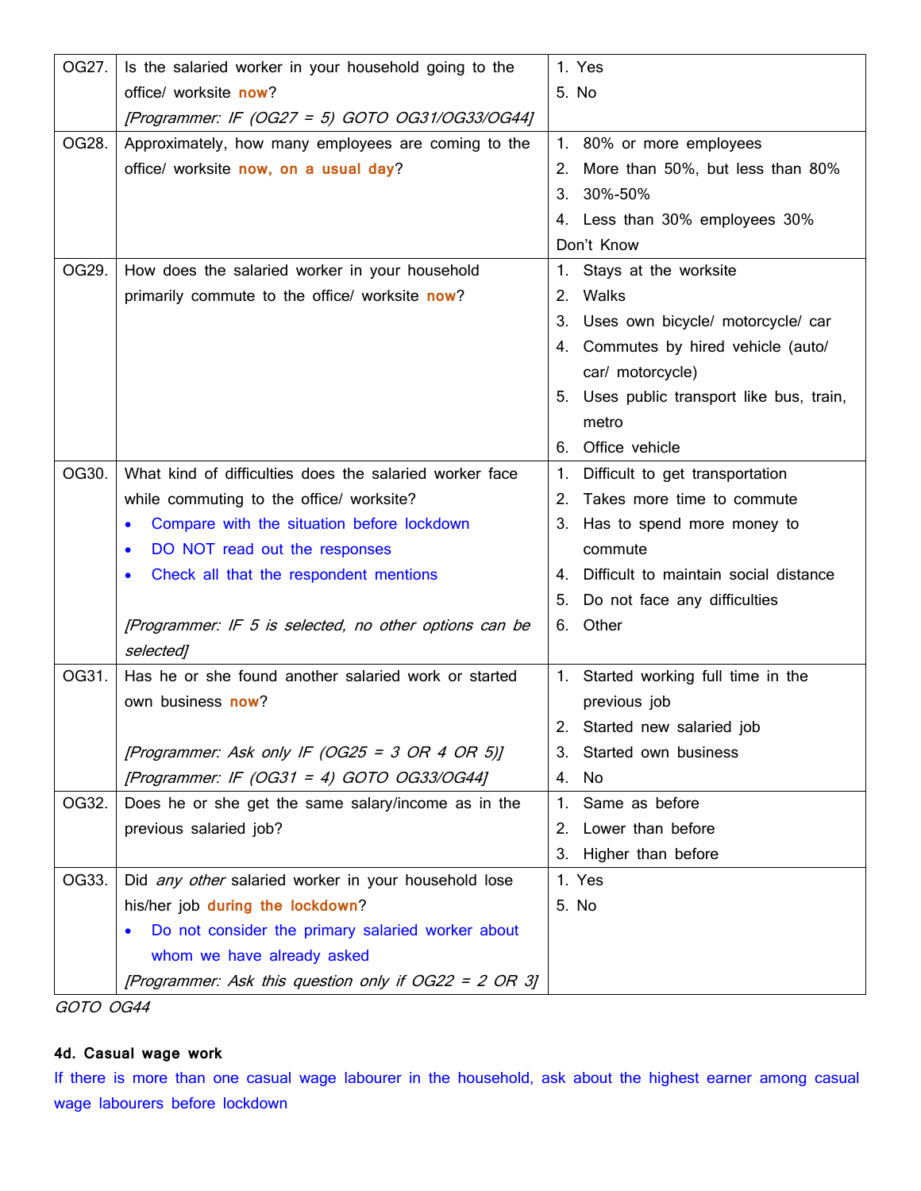| | | |
|---|---|---|
| OG27. | Is the salaried worker in your household going to the office/ worksite **now**?<br>*[Programmer: IF (OG27 = 5) GOTO OG31/OG33/OG44]* | 1. Yes<br>5. No |
| OG28. | Approximately, how many employees are coming to the office/ worksite **now, on a usual day**? | 1. 80% or more employees<br>2. More than 50%, but less than 80%<br>3. 30%-50%<br>4. Less than 30% employees 30%<br>Don't Know |
| OG29. | How does the salaried worker in your household primarily commute to the office/ worksite **now**? | 1. Stays at the worksite<br>2. Walks<br>3. Uses own bicycle/ motorcycle/ car<br>4. Commutes by hired vehicle (auto/ car/ motorcycle)<br>5. Uses public transport like bus, train, metro<br>6. Office vehicle |
| OG30. | What kind of difficulties does the salaried worker face while commuting to the office/ worksite?<br>• Compare with the situation before lockdown<br>• DO NOT read out the responses<br>• Check all that the respondent mentions<br><br>*[Programmer: IF 5 is selected, no other options can be selected]* | 1. Difficult to get transportation<br>2. Takes more time to commute<br>3. Has to spend more money to commute<br>4. Difficult to maintain social distance<br>5. Do not face any difficulties<br>6. Other |
| OG31. | Has he or she found another salaried work or started own business **now**?<br><br>*[Programmer: Ask only IF (OG25 = 3 OR 4 OR 5)]*<br>*[Programmer: IF (OG31 = 4) GOTO OG33/OG44]* | 1. Started working full time in the previous job<br>2. Started new salaried job<br>3. Started own business<br>4. No |
| OG32. | Does he or she get the same salary/income as in the previous salaried job? | 1. Same as before<br>2. Lower than before<br>3. Higher than before |
| OG33. | Did *any other* salaried worker in your household lose his/her job **during the lockdown**?<br>• Do not consider the primary salaried worker about whom we have already asked<br>*[Programmer: Ask this question only if OG22 = 2 OR 3]* | 1. Yes<br>5. No |

*GOTO OG44*

**4d. Casual wage work**

If there is more than one casual wage labourer in the household, ask about the highest earner among casual wage labourers before lockdown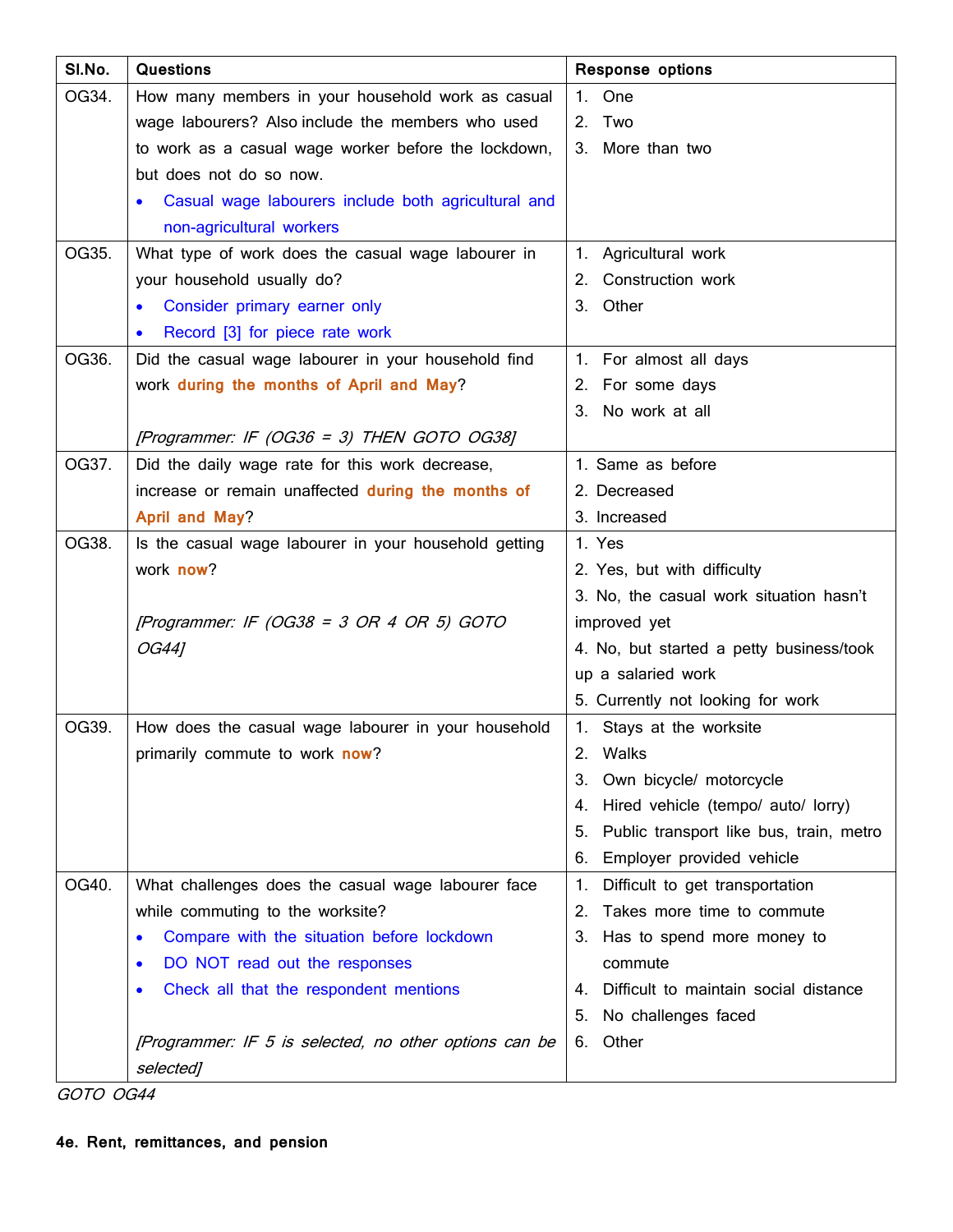| Sl.No. | Questions | Response options |
|---|---|---|
| OG34. | How many members in your household work as casual wage labourers? Also include the members who used to work as a casual wage worker before the lockdown, but does not do so now. <br>• Casual wage labourers include both agricultural and non-agricultural workers | 1. One<br>2. Two<br>3. More than two |
| OG35. | What type of work does the casual wage labourer in your household usually do?<br>• Consider primary earner only<br>• Record [3] for piece rate work | 1. Agricultural work<br>2. Construction work<br>3. Other |
| OG36. | Did the casual wage labourer in your household find work **during the months of April and May**?<br><br>*[Programmer: IF (OG36 = 3) THEN GOTO OG38]* | 1. For almost all days<br>2. For some days<br>3. No work at all |
| OG37. | Did the daily wage rate for this work decrease, increase or remain unaffected **during the months of April and May**? | 1. Same as before<br>2. Decreased<br>3. Increased |
| OG38. | Is the casual wage labourer in your household getting work **now**?<br><br>*[Programmer: IF (OG38 = 3 OR 4 OR 5) GOTO OG44]* | 1. Yes<br>2. Yes, but with difficulty<br>3. No, the casual work situation hasn't improved yet<br>4. No, but started a petty business/took up a salaried work<br>5. Currently not looking for work |
| OG39. | How does the casual wage labourer in your household primarily commute to work **now**? | 1. Stays at the worksite<br>2. Walks<br>3. Own bicycle/ motorcycle<br>4. Hired vehicle (tempo/ auto/ lorry)<br>5. Public transport like bus, train, metro<br>6. Employer provided vehicle |
| OG40. | What challenges does the casual wage labourer face while commuting to the worksite?<br>• Compare with the situation before lockdown<br>• DO NOT read out the responses<br>• Check all that the respondent mentions<br><br>*[Programmer: IF 5 is selected, no other options can be selected]* | 1. Difficult to get transportation<br>2. Takes more time to commute<br>3. Has to spend more money to commute<br>4. Difficult to maintain social distance<br>5. No challenges faced<br>6. Other |

*GOTO OG44*

**4e. Rent, remittances, and pension**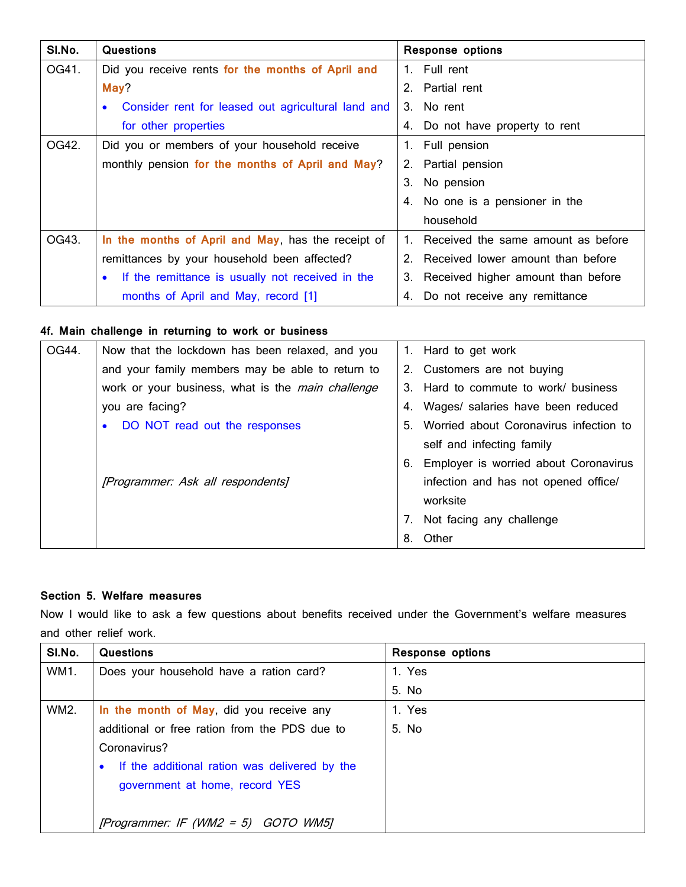| Sl.No. | Questions | Response options |
|---|---|---|
| OG41. | Did you receive rents **for the months of April and May**?<br>• Consider rent for leased out agricultural land and for other properties | 1. Full rent<br>2. Partial rent<br>3. No rent<br>4. Do not have property to rent |
| OG42. | Did you or members of your household receive monthly pension **for the months of April and May**? | 1. Full pension<br>2. Partial pension<br>3. No pension<br>4. No one is a pensioner in the household |
| OG43. | **In the months of April and May**, has the receipt of remittances by your household been affected?<br>• If the remittance is usually not received in the months of April and May, record [1] | 1. Received the same amount as before<br>2. Received lower amount than before<br>3. Received higher amount than before<br>4. Do not receive any remittance |

**4f. Main challenge in returning to work or business**

| | | |
|---|---|---|
| OG44. | Now that the lockdown has been relaxed, and you and your family members may be able to return to work or your business, what is the *main challenge* you are facing?<br>• DO NOT read out the responses<br><br>*[Programmer: Ask all respondents]* | 1. Hard to get work<br>2. Customers are not buying<br>3. Hard to commute to work/ business<br>4. Wages/ salaries have been reduced<br>5. Worried about Coronavirus infection to self and infecting family<br>6. Employer is worried about Coronavirus infection and has not opened office/ worksite<br>7. Not facing any challenge<br>8. Other |

**Section 5. Welfare measures**

Now I would like to ask a few questions about benefits received under the Government's welfare measures and other relief work.

| Sl.No. | Questions | Response options |
|---|---|---|
| WM1. | Does your household have a ration card? | 1. Yes<br>5. No |
| WM2. | **In the month of May**, did you receive any additional or free ration from the PDS due to Coronavirus?<br>• If the additional ration was delivered by the government at home, record YES<br><br>*[Programmer: IF (WM2 = 5) GOTO WM5]* | 1. Yes<br>5. No |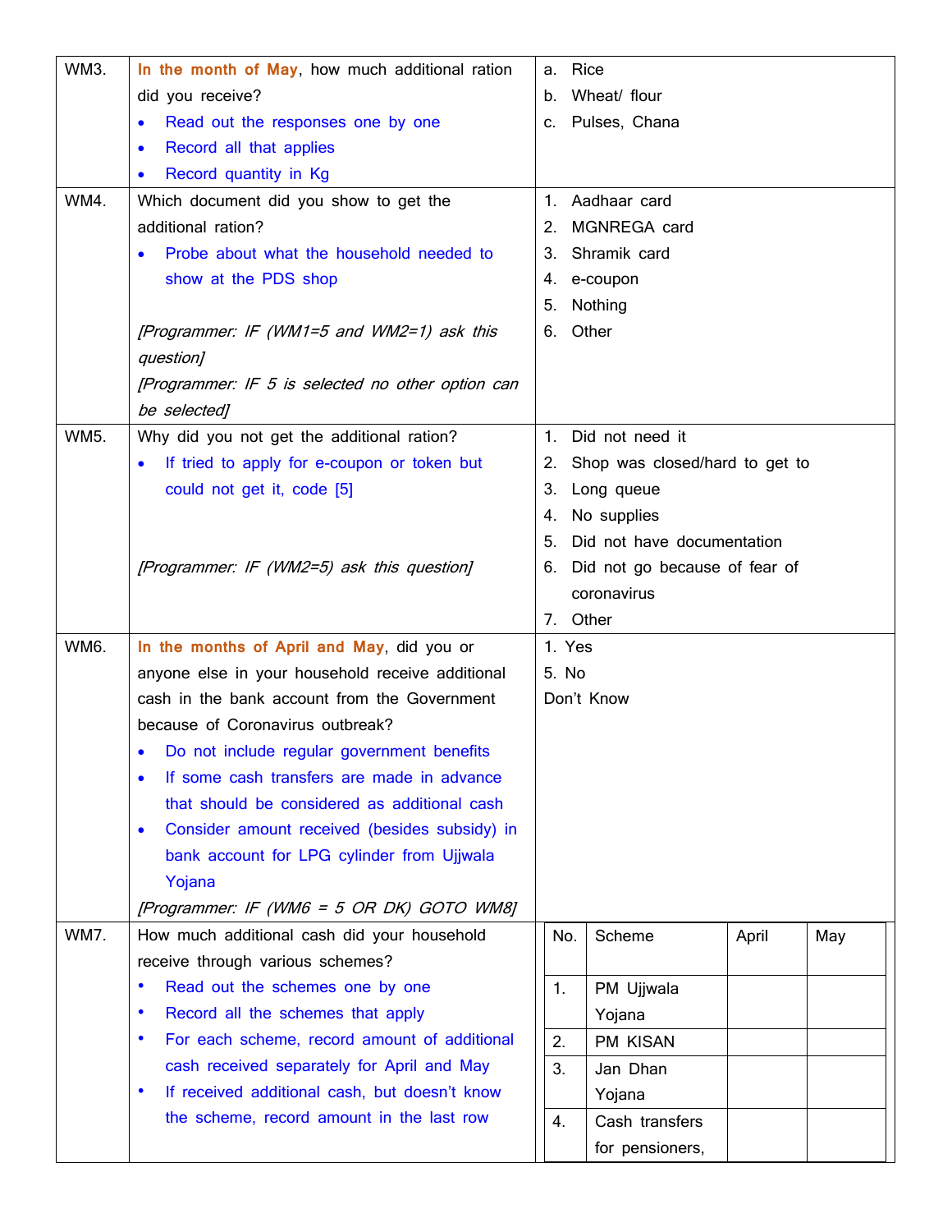| | | |
|---|---|---|
| WM3. | **In the month of May**, how much additional ration did you receive?<br>• Read out the responses one by one<br>• Record all that applies<br>• Record quantity in Kg | a. Rice<br>b. Wheat/ flour<br>c. Pulses, Chana |
| WM4. | Which document did you show to get the additional ration?<br>• Probe about what the household needed to show at the PDS shop<br><br>*[Programmer: IF (WM1=5 and WM2=1) ask this question]*<br>*[Programmer: IF 5 is selected no other option can be selected]* | 1. Aadhaar card<br>2. MGNREGA card<br>3. Shramik card<br>4. e-coupon<br>5. Nothing<br>6. Other |
| WM5. | Why did you not get the additional ration?<br>• If tried to apply for e-coupon or token but could not get it, code [5]<br><br>*[Programmer: IF (WM2=5) ask this question]* | 1. Did not need it<br>2. Shop was closed/hard to get to<br>3. Long queue<br>4. No supplies<br>5. Did not have documentation<br>6. Did not go because of fear of coronavirus<br>7. Other |
| WM6. | **In the months of April and May**, did you or anyone else in your household receive additional cash in the bank account from the Government because of Coronavirus outbreak?<br>• Do not include regular government benefits<br>• If some cash transfers are made in advance that should be considered as additional cash<br>• Consider amount received (besides subsidy) in bank account for LPG cylinder from Ujjwala Yojana<br>*[Programmer: IF (WM6 = 5 OR DK) GOTO WM8]* | 1. Yes<br>5. No<br>Don't Know |
| WM7. | How much additional cash did your household receive through various schemes?<br>• Read out the schemes one by one<br>• Record all the schemes that apply<br>• For each scheme, record amount of additional cash received separately for April and May<br>• If received additional cash, but doesn't know the scheme, record amount in the last row | (see table below) |

| No. | Scheme | April | May |
|---|---|---|---|
| 1. | PM Ujjwala Yojana | | |
| 2. | PM KISAN | | |
| 3. | Jan Dhan Yojana | | |
| 4. | Cash transfers for pensioners, | | |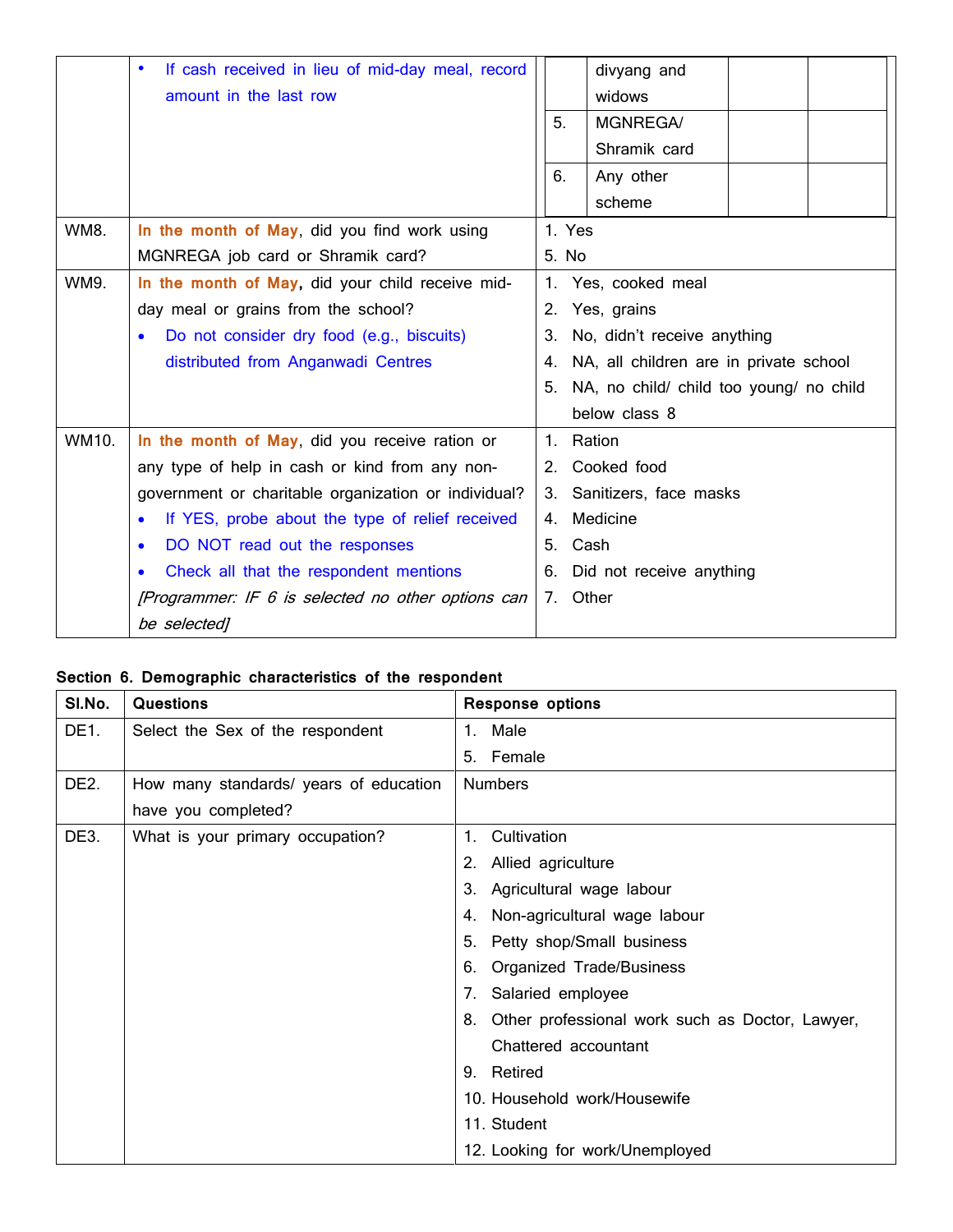| | | | | | |
|---|---|---|---|---|---|
| | • If cash received in lieu of mid-day meal, record amount in the last row | | divyang and widows | | |
| | | 5. | MGNREGA/ Shramik card | | |
| | | 6. | Any other scheme | | |

| | | |
|---|---|---|
| WM8. | **In the month of May**, did you find work using MGNREGA job card or Shramik card? | 1. Yes<br>5. No |
| WM9. | **In the month of May,** did your child receive mid-day meal or grains from the school?<br>• Do not consider dry food (e.g., biscuits) distributed from Anganwadi Centres | 1. Yes, cooked meal<br>2. Yes, grains<br>3. No, didn't receive anything<br>4. NA, all children are in private school<br>5. NA, no child/ child too young/ no child below class 8 |
| WM10. | **In the month of May**, did you receive ration or any type of help in cash or kind from any non-government or charitable organization or individual?<br>• If YES, probe about the type of relief received<br>• DO NOT read out the responses<br>• Check all that the respondent mentions<br>*[Programmer: IF 6 is selected no other options can be selected]* | 1. Ration<br>2. Cooked food<br>3. Sanitizers, face masks<br>4. Medicine<br>5. Cash<br>6. Did not receive anything<br>7. Other |

**Section 6. Demographic characteristics of the respondent**

| Sl.No. | Questions | Response options |
|---|---|---|
| DE1. | Select the Sex of the respondent | 1. Male<br>5. Female |
| DE2. | How many standards/ years of education have you completed? | Numbers |
| DE3. | What is your primary occupation? | 1. Cultivation<br>2. Allied agriculture<br>3. Agricultural wage labour<br>4. Non-agricultural wage labour<br>5. Petty shop/Small business<br>6. Organized Trade/Business<br>7. Salaried employee<br>8. Other professional work such as Doctor, Lawyer, Chattered accountant<br>9. Retired<br>10. Household work/Housewife<br>11. Student<br>12. Looking for work/Unemployed |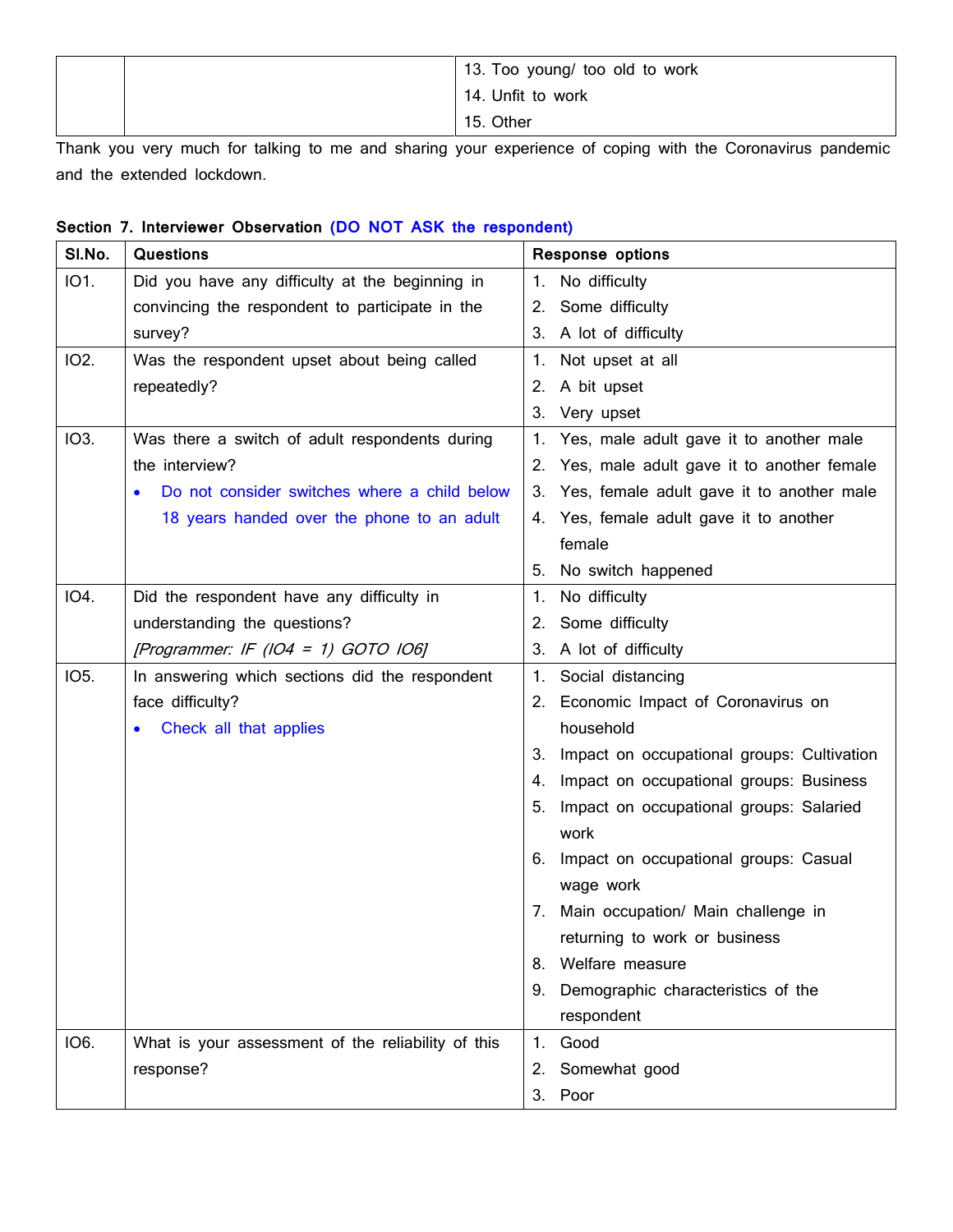| | | |
|---|---|---|
| | | 13. Too young/ too old to work<br>14. Unfit to work<br>15. Other |

Thank you very much for talking to me and sharing your experience of coping with the Coronavirus pandemic and the extended lockdown.

**Section 7. Interviewer Observation (DO NOT ASK the respondent)**

| Sl.No. | Questions | Response options |
|---|---|---|
| IO1. | Did you have any difficulty at the beginning in convincing the respondent to participate in the survey? | 1. No difficulty<br>2. Some difficulty<br>3. A lot of difficulty |
| IO2. | Was the respondent upset about being called repeatedly? | 1. Not upset at all<br>2. A bit upset<br>3. Very upset |
| IO3. | Was there a switch of adult respondents during the interview?<br>• Do not consider switches where a child below 18 years handed over the phone to an adult | 1. Yes, male adult gave it to another male<br>2. Yes, male adult gave it to another female<br>3. Yes, female adult gave it to another male<br>4. Yes, female adult gave it to another female<br>5. No switch happened |
| IO4. | Did the respondent have any difficulty in understanding the questions?<br>*[Programmer: IF (IO4 = 1) GOTO IO6]* | 1. No difficulty<br>2. Some difficulty<br>3. A lot of difficulty |
| IO5. | In answering which sections did the respondent face difficulty?<br>• Check all that applies | 1. Social distancing<br>2. Economic Impact of Coronavirus on household<br>3. Impact on occupational groups: Cultivation<br>4. Impact on occupational groups: Business<br>5. Impact on occupational groups: Salaried work<br>6. Impact on occupational groups: Casual wage work<br>7. Main occupation/ Main challenge in returning to work or business<br>8. Welfare measure<br>9. Demographic characteristics of the respondent |
| IO6. | What is your assessment of the reliability of this response? | 1. Good<br>2. Somewhat good<br>3. Poor |